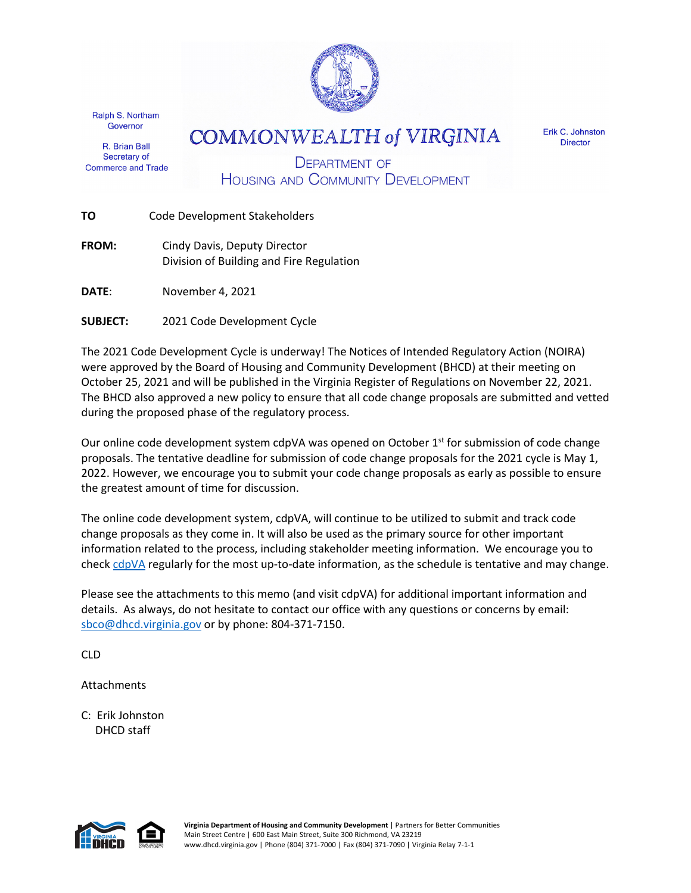Ralph S. Northam
Governor

R. Brian Ball
Secretary of
Commerce and Trade

# COMMONWEALTH of VIRGINIA

## DEPARTMENT OF HOUSING AND COMMUNITY DEVELOPMENT

Erik C. Johnston
Director

**TO** Code Development Stakeholders

**FROM:** Cindy Davis, Deputy Director
Division of Building and Fire Regulation

**DATE**: November 4, 2021

**SUBJECT:** 2021 Code Development Cycle

The 2021 Code Development Cycle is underway! The Notices of Intended Regulatory Action (NOIRA) were approved by the Board of Housing and Community Development (BHCD) at their meeting on October 25, 2021 and will be published in the Virginia Register of Regulations on November 22, 2021. The BHCD also approved a new policy to ensure that all code change proposals are submitted and vetted during the proposed phase of the regulatory process.

Our online code development system cdpVA was opened on October 1st for submission of code change proposals. The tentative deadline for submission of code change proposals for the 2021 cycle is May 1, 2022. However, we encourage you to submit your code change proposals as early as possible to ensure the greatest amount of time for discussion.

The online code development system, cdpVA, will continue to be utilized to submit and track code change proposals as they come in. It will also be used as the primary source for other important information related to the process, including stakeholder meeting information. We encourage you to check cdpVA regularly for the most up-to-date information, as the schedule is tentative and may change.

Please see the attachments to this memo (and visit cdpVA) for additional important information and details. As always, do not hesitate to contact our office with any questions or concerns by email: sbco@dhcd.virginia.gov or by phone: 804-371-7150.

CLD

Attachments

C: Erik Johnston
DHCD staff

**Virginia Department of Housing and Community Development** | Partners for Better Communities
Main Street Centre | 600 East Main Street, Suite 300 Richmond, VA 23219
www.dhcd.virginia.gov | Phone (804) 371-7000 | Fax (804) 371-7090 | Virginia Relay 7-1-1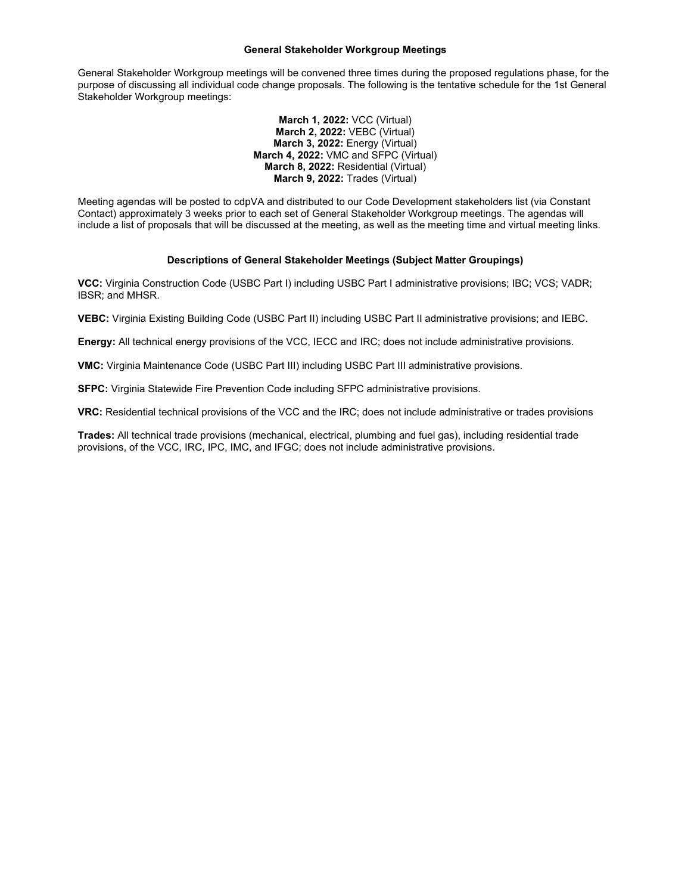## General Stakeholder Workgroup Meetings

General Stakeholder Workgroup meetings will be convened three times during the proposed regulations phase, for the purpose of discussing all individual code change proposals. The following is the tentative schedule for the 1st General Stakeholder Workgroup meetings:

**March 1, 2022:** VCC (Virtual)
**March 2, 2022:** VEBC (Virtual)
**March 3, 2022:** Energy (Virtual)
**March 4, 2022:** VMC and SFPC (Virtual)
**March 8, 2022:** Residential (Virtual)
**March 9, 2022:** Trades (Virtual)

Meeting agendas will be posted to cdpVA and distributed to our Code Development stakeholders list (via Constant Contact) approximately 3 weeks prior to each set of General Stakeholder Workgroup meetings. The agendas will include a list of proposals that will be discussed at the meeting, as well as the meeting time and virtual meeting links.

## Descriptions of General Stakeholder Meetings (Subject Matter Groupings)

**VCC:** Virginia Construction Code (USBC Part I) including USBC Part I administrative provisions; IBC; VCS; VADR; IBSR; and MHSR.

**VEBC:** Virginia Existing Building Code (USBC Part II) including USBC Part II administrative provisions; and IEBC.

**Energy:** All technical energy provisions of the VCC, IECC and IRC; does not include administrative provisions.

**VMC:** Virginia Maintenance Code (USBC Part III) including USBC Part III administrative provisions.

**SFPC:** Virginia Statewide Fire Prevention Code including SFPC administrative provisions.

**VRC:** Residential technical provisions of the VCC and the IRC; does not include administrative or trades provisions

**Trades:** All technical trade provisions (mechanical, electrical, plumbing and fuel gas), including residential trade provisions, of the VCC, IRC, IPC, IMC, and IFGC; does not include administrative provisions.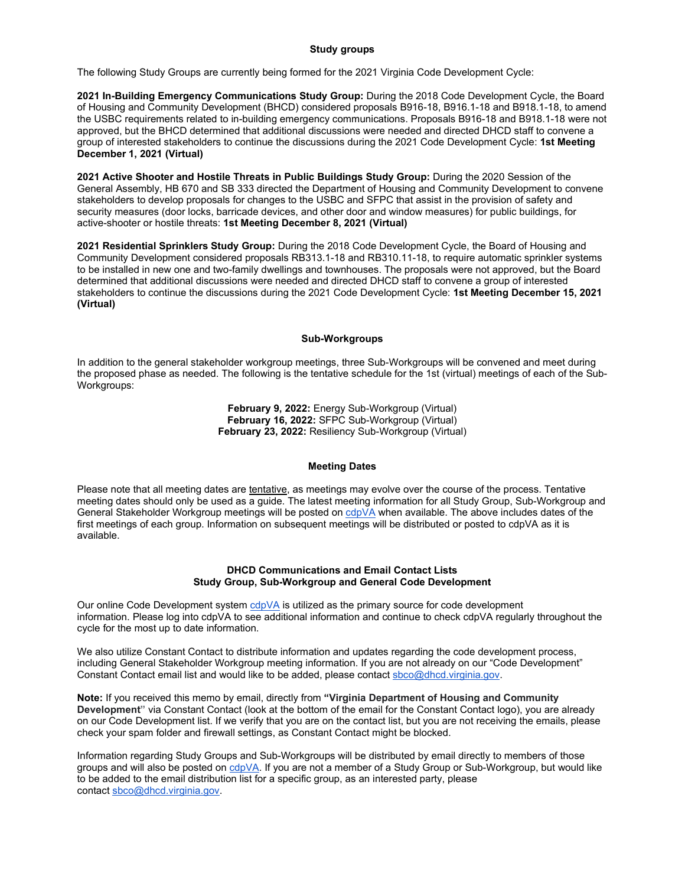## Study groups

The following Study Groups are currently being formed for the 2021 Virginia Code Development Cycle:

**2021 In-Building Emergency Communications Study Group:** During the 2018 Code Development Cycle, the Board of Housing and Community Development (BHCD) considered proposals B916-18, B916.1-18 and B918.1-18, to amend the USBC requirements related to in-building emergency communications. Proposals B916-18 and B918.1-18 were not approved, but the BHCD determined that additional discussions were needed and directed DHCD staff to convene a group of interested stakeholders to continue the discussions during the 2021 Code Development Cycle: **1st Meeting December 1, 2021 (Virtual)**

**2021 Active Shooter and Hostile Threats in Public Buildings Study Group:** During the 2020 Session of the General Assembly, HB 670 and SB 333 directed the Department of Housing and Community Development to convene stakeholders to develop proposals for changes to the USBC and SFPC that assist in the provision of safety and security measures (door locks, barricade devices, and other door and window measures) for public buildings, for active-shooter or hostile threats: **1st Meeting December 8, 2021 (Virtual)**

**2021 Residential Sprinklers Study Group:** During the 2018 Code Development Cycle, the Board of Housing and Community Development considered proposals RB313.1-18 and RB310.11-18, to require automatic sprinkler systems to be installed in new one and two-family dwellings and townhouses. The proposals were not approved, but the Board determined that additional discussions were needed and directed DHCD staff to convene a group of interested stakeholders to continue the discussions during the 2021 Code Development Cycle: **1st Meeting December 15, 2021 (Virtual)**

## Sub-Workgroups

In addition to the general stakeholder workgroup meetings, three Sub-Workgroups will be convened and meet during the proposed phase as needed. The following is the tentative schedule for the 1st (virtual) meetings of each of the Sub-Workgroups:

**February 9, 2022:** Energy Sub-Workgroup (Virtual)
**February 16, 2022:** SFPC Sub-Workgroup (Virtual)
**February 23, 2022:** Resiliency Sub-Workgroup (Virtual)

## Meeting Dates

Please note that all meeting dates are tentative, as meetings may evolve over the course of the process. Tentative meeting dates should only be used as a guide. The latest meeting information for all Study Group, Sub-Workgroup and General Stakeholder Workgroup meetings will be posted on cdpVA when available. The above includes dates of the first meetings of each group. Information on subsequent meetings will be distributed or posted to cdpVA as it is available.

## DHCD Communications and Email Contact Lists
## Study Group, Sub-Workgroup and General Code Development

Our online Code Development system cdpVA is utilized as the primary source for code development information. Please log into cdpVA to see additional information and continue to check cdpVA regularly throughout the cycle for the most up to date information.

We also utilize Constant Contact to distribute information and updates regarding the code development process, including General Stakeholder Workgroup meeting information. If you are not already on our "Code Development" Constant Contact email list and would like to be added, please contact sbco@dhcd.virginia.gov.

**Note:** If you received this memo by email, directly from **"Virginia Department of Housing and Community Development"** via Constant Contact (look at the bottom of the email for the Constant Contact logo), you are already on our Code Development list. If we verify that you are on the contact list, but you are not receiving the emails, please check your spam folder and firewall settings, as Constant Contact might be blocked.

Information regarding Study Groups and Sub-Workgroups will be distributed by email directly to members of those groups and will also be posted on cdpVA. If you are not a member of a Study Group or Sub-Workgroup, but would like to be added to the email distribution list for a specific group, as an interested party, please contact sbco@dhcd.virginia.gov.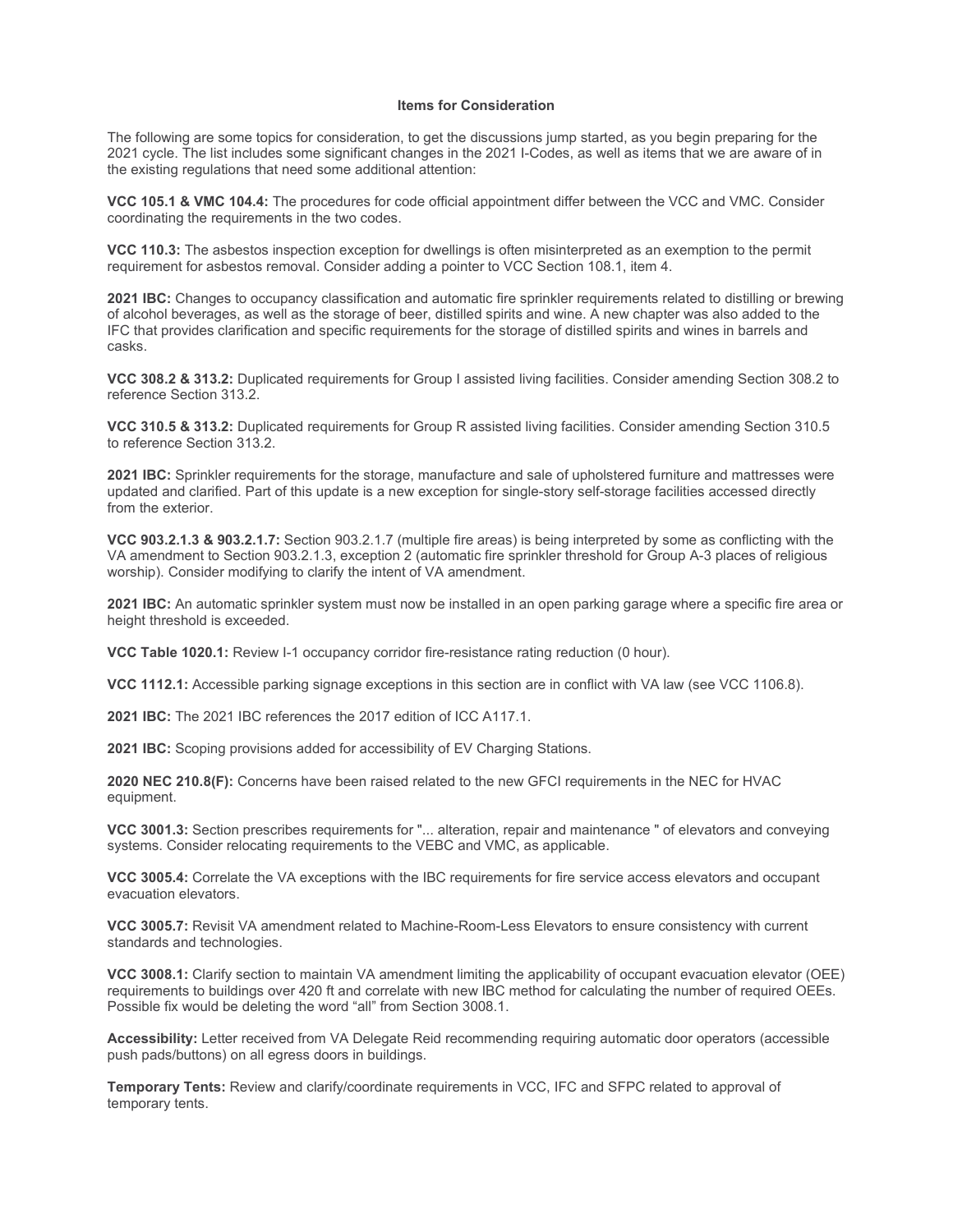## Items for Consideration

The following are some topics for consideration, to get the discussions jump started, as you begin preparing for the 2021 cycle. The list includes some significant changes in the 2021 I-Codes, as well as items that we are aware of in the existing regulations that need some additional attention:

**VCC 105.1 & VMC 104.4:** The procedures for code official appointment differ between the VCC and VMC. Consider coordinating the requirements in the two codes.

**VCC 110.3:** The asbestos inspection exception for dwellings is often misinterpreted as an exemption to the permit requirement for asbestos removal. Consider adding a pointer to VCC Section 108.1, item 4.

**2021 IBC:** Changes to occupancy classification and automatic fire sprinkler requirements related to distilling or brewing of alcohol beverages, as well as the storage of beer, distilled spirits and wine. A new chapter was also added to the IFC that provides clarification and specific requirements for the storage of distilled spirits and wines in barrels and casks.

**VCC 308.2 & 313.2:** Duplicated requirements for Group I assisted living facilities. Consider amending Section 308.2 to reference Section 313.2.

**VCC 310.5 & 313.2:** Duplicated requirements for Group R assisted living facilities. Consider amending Section 310.5 to reference Section 313.2.

**2021 IBC:** Sprinkler requirements for the storage, manufacture and sale of upholstered furniture and mattresses were updated and clarified. Part of this update is a new exception for single-story self-storage facilities accessed directly from the exterior.

**VCC 903.2.1.3 & 903.2.1.7:** Section 903.2.1.7 (multiple fire areas) is being interpreted by some as conflicting with the VA amendment to Section 903.2.1.3, exception 2 (automatic fire sprinkler threshold for Group A-3 places of religious worship). Consider modifying to clarify the intent of VA amendment.

**2021 IBC:** An automatic sprinkler system must now be installed in an open parking garage where a specific fire area or height threshold is exceeded.

**VCC Table 1020.1:** Review I-1 occupancy corridor fire-resistance rating reduction (0 hour).

**VCC 1112.1:** Accessible parking signage exceptions in this section are in conflict with VA law (see VCC 1106.8).

**2021 IBC:** The 2021 IBC references the 2017 edition of ICC A117.1.

**2021 IBC:** Scoping provisions added for accessibility of EV Charging Stations.

**2020 NEC 210.8(F):** Concerns have been raised related to the new GFCI requirements in the NEC for HVAC equipment.

**VCC 3001.3:** Section prescribes requirements for "... alteration, repair and maintenance " of elevators and conveying systems. Consider relocating requirements to the VEBC and VMC, as applicable.

**VCC 3005.4:** Correlate the VA exceptions with the IBC requirements for fire service access elevators and occupant evacuation elevators.

**VCC 3005.7:** Revisit VA amendment related to Machine-Room-Less Elevators to ensure consistency with current standards and technologies.

**VCC 3008.1:** Clarify section to maintain VA amendment limiting the applicability of occupant evacuation elevator (OEE) requirements to buildings over 420 ft and correlate with new IBC method for calculating the number of required OEEs. Possible fix would be deleting the word "all" from Section 3008.1.

**Accessibility:** Letter received from VA Delegate Reid recommending requiring automatic door operators (accessible push pads/buttons) on all egress doors in buildings.

**Temporary Tents:** Review and clarify/coordinate requirements in VCC, IFC and SFPC related to approval of temporary tents.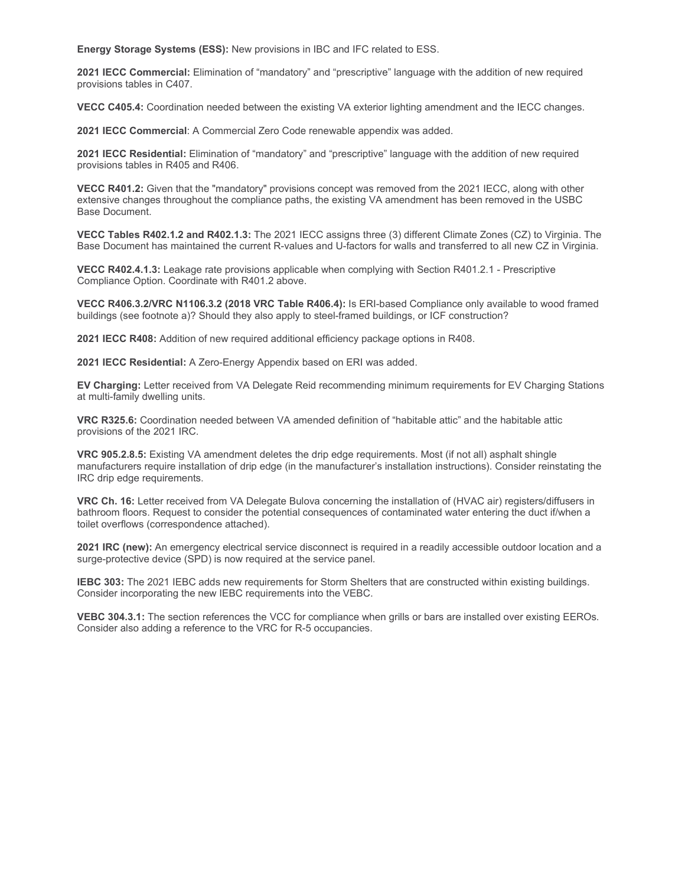**Energy Storage Systems (ESS):** New provisions in IBC and IFC related to ESS.

**2021 IECC Commercial:** Elimination of "mandatory" and "prescriptive" language with the addition of new required provisions tables in C407.

**VECC C405.4:** Coordination needed between the existing VA exterior lighting amendment and the IECC changes.

**2021 IECC Commercial**: A Commercial Zero Code renewable appendix was added.

**2021 IECC Residential:** Elimination of "mandatory" and "prescriptive" language with the addition of new required provisions tables in R405 and R406.

**VECC R401.2:** Given that the "mandatory" provisions concept was removed from the 2021 IECC, along with other extensive changes throughout the compliance paths, the existing VA amendment has been removed in the USBC Base Document.

**VECC Tables R402.1.2 and R402.1.3:** The 2021 IECC assigns three (3) different Climate Zones (CZ) to Virginia. The Base Document has maintained the current R-values and U-factors for walls and transferred to all new CZ in Virginia.

**VECC R402.4.1.3:** Leakage rate provisions applicable when complying with Section R401.2.1 - Prescriptive Compliance Option. Coordinate with R401.2 above.

**VECC R406.3.2/VRC N1106.3.2 (2018 VRC Table R406.4):** Is ERI-based Compliance only available to wood framed buildings (see footnote a)? Should they also apply to steel-framed buildings, or ICF construction?

**2021 IECC R408:** Addition of new required additional efficiency package options in R408.

**2021 IECC Residential:** A Zero-Energy Appendix based on ERI was added.

**EV Charging:** Letter received from VA Delegate Reid recommending minimum requirements for EV Charging Stations at multi-family dwelling units.

**VRC R325.6:** Coordination needed between VA amended definition of "habitable attic" and the habitable attic provisions of the 2021 IRC.

**VRC 905.2.8.5:** Existing VA amendment deletes the drip edge requirements. Most (if not all) asphalt shingle manufacturers require installation of drip edge (in the manufacturer's installation instructions). Consider reinstating the IRC drip edge requirements.

**VRC Ch. 16:** Letter received from VA Delegate Bulova concerning the installation of (HVAC air) registers/diffusers in bathroom floors. Request to consider the potential consequences of contaminated water entering the duct if/when a toilet overflows (correspondence attached).

**2021 IRC (new):** An emergency electrical service disconnect is required in a readily accessible outdoor location and a surge-protective device (SPD) is now required at the service panel.

**IEBC 303:** The 2021 IEBC adds new requirements for Storm Shelters that are constructed within existing buildings. Consider incorporating the new IEBC requirements into the VEBC.

**VEBC 304.3.1:** The section references the VCC for compliance when grills or bars are installed over existing EEROs. Consider also adding a reference to the VRC for R-5 occupancies.